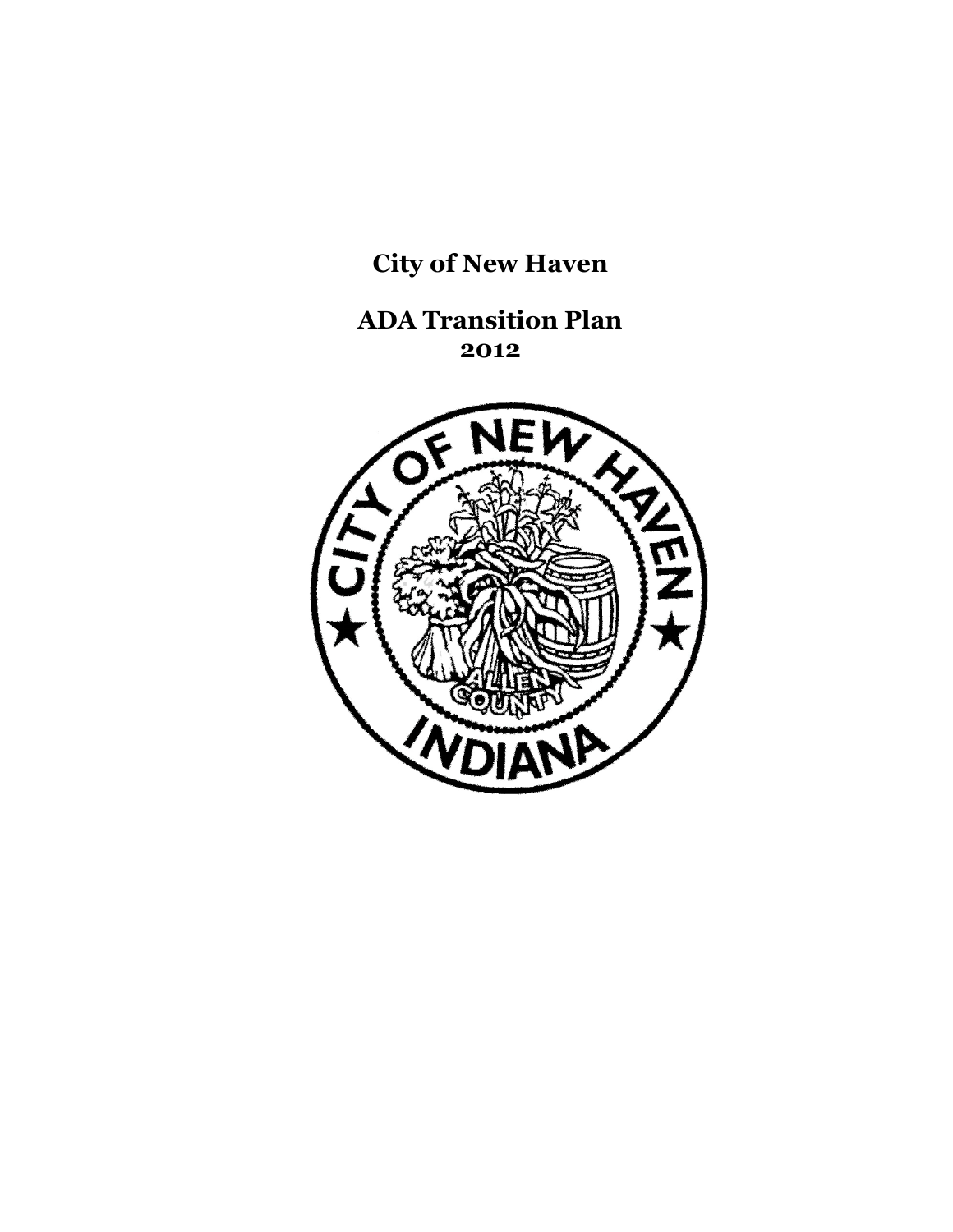# City of New Haven

# ADA Transition Plan
## 2012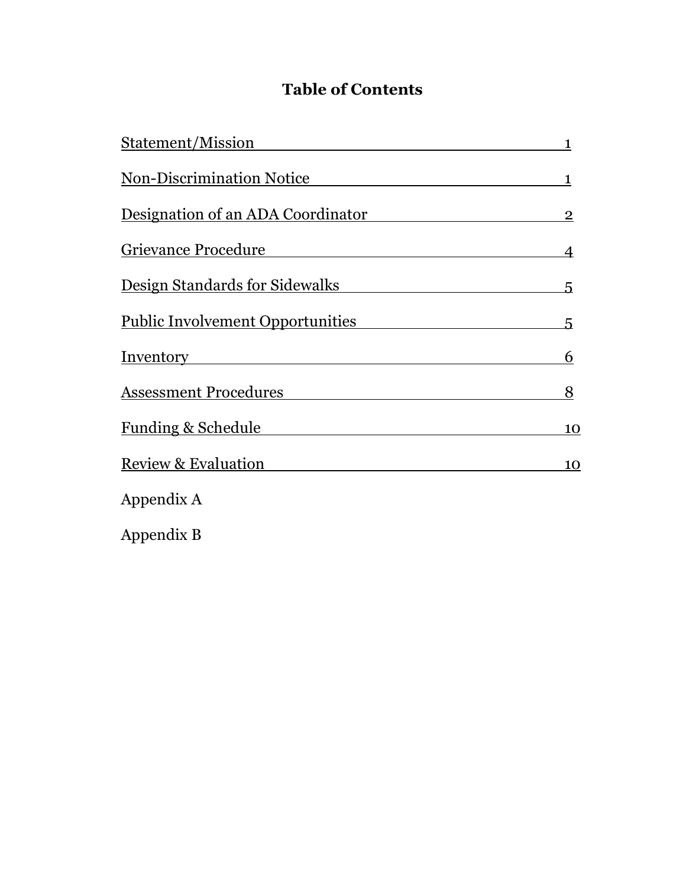# Table of Contents

| Section | Page |
|---|---|
| Statement/Mission | 1 |
| Non-Discrimination Notice | 1 |
| Designation of an ADA Coordinator | 2 |
| Grievance Procedure | 4 |
| Design Standards for Sidewalks | 5 |
| Public Involvement Opportunities | 5 |
| Inventory | 6 |
| Assessment Procedures | 8 |
| Funding & Schedule | 10 |
| Review & Evaluation | 10 |
| Appendix A | |
| Appendix B | |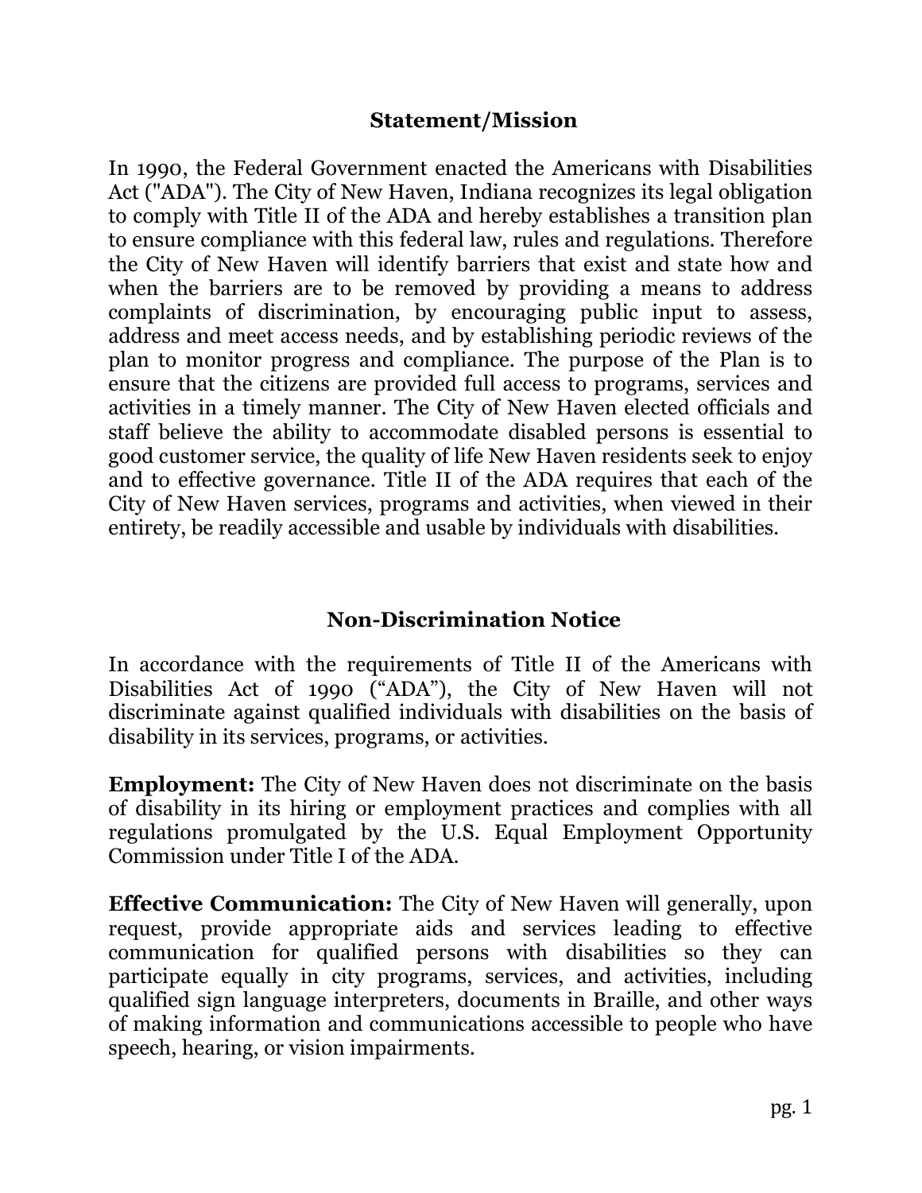## Statement/Mission

In 1990, the Federal Government enacted the Americans with Disabilities Act ("ADA"). The City of New Haven, Indiana recognizes its legal obligation to comply with Title II of the ADA and hereby establishes a transition plan to ensure compliance with this federal law, rules and regulations. Therefore the City of New Haven will identify barriers that exist and state how and when the barriers are to be removed by providing a means to address complaints of discrimination, by encouraging public input to assess, address and meet access needs, and by establishing periodic reviews of the plan to monitor progress and compliance. The purpose of the Plan is to ensure that the citizens are provided full access to programs, services and activities in a timely manner. The City of New Haven elected officials and staff believe the ability to accommodate disabled persons is essential to good customer service, the quality of life New Haven residents seek to enjoy and to effective governance. Title II of the ADA requires that each of the City of New Haven services, programs and activities, when viewed in their entirety, be readily accessible and usable by individuals with disabilities.

## Non-Discrimination Notice

In accordance with the requirements of Title II of the Americans with Disabilities Act of 1990 ("ADA"), the City of New Haven will not discriminate against qualified individuals with disabilities on the basis of disability in its services, programs, or activities.

**Employment:** The City of New Haven does not discriminate on the basis of disability in its hiring or employment practices and complies with all regulations promulgated by the U.S. Equal Employment Opportunity Commission under Title I of the ADA.

**Effective Communication:** The City of New Haven will generally, upon request, provide appropriate aids and services leading to effective communication for qualified persons with disabilities so they can participate equally in city programs, services, and activities, including qualified sign language interpreters, documents in Braille, and other ways of making information and communications accessible to people who have speech, hearing, or vision impairments.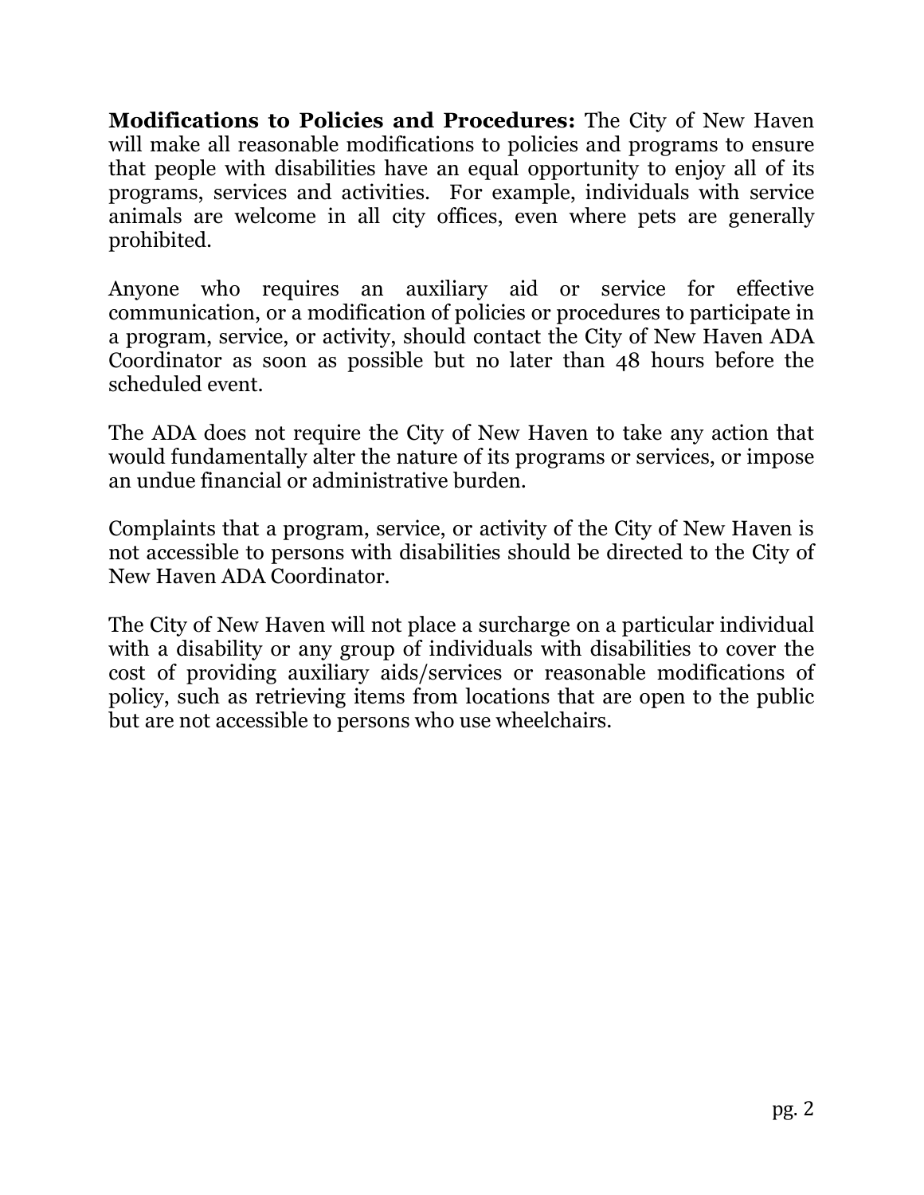**Modifications to Policies and Procedures:** The City of New Haven will make all reasonable modifications to policies and programs to ensure that people with disabilities have an equal opportunity to enjoy all of its programs, services and activities. For example, individuals with service animals are welcome in all city offices, even where pets are generally prohibited.

Anyone who requires an auxiliary aid or service for effective communication, or a modification of policies or procedures to participate in a program, service, or activity, should contact the City of New Haven ADA Coordinator as soon as possible but no later than 48 hours before the scheduled event.

The ADA does not require the City of New Haven to take any action that would fundamentally alter the nature of its programs or services, or impose an undue financial or administrative burden.

Complaints that a program, service, or activity of the City of New Haven is not accessible to persons with disabilities should be directed to the City of New Haven ADA Coordinator.

The City of New Haven will not place a surcharge on a particular individual with a disability or any group of individuals with disabilities to cover the cost of providing auxiliary aids/services or reasonable modifications of policy, such as retrieving items from locations that are open to the public but are not accessible to persons who use wheelchairs.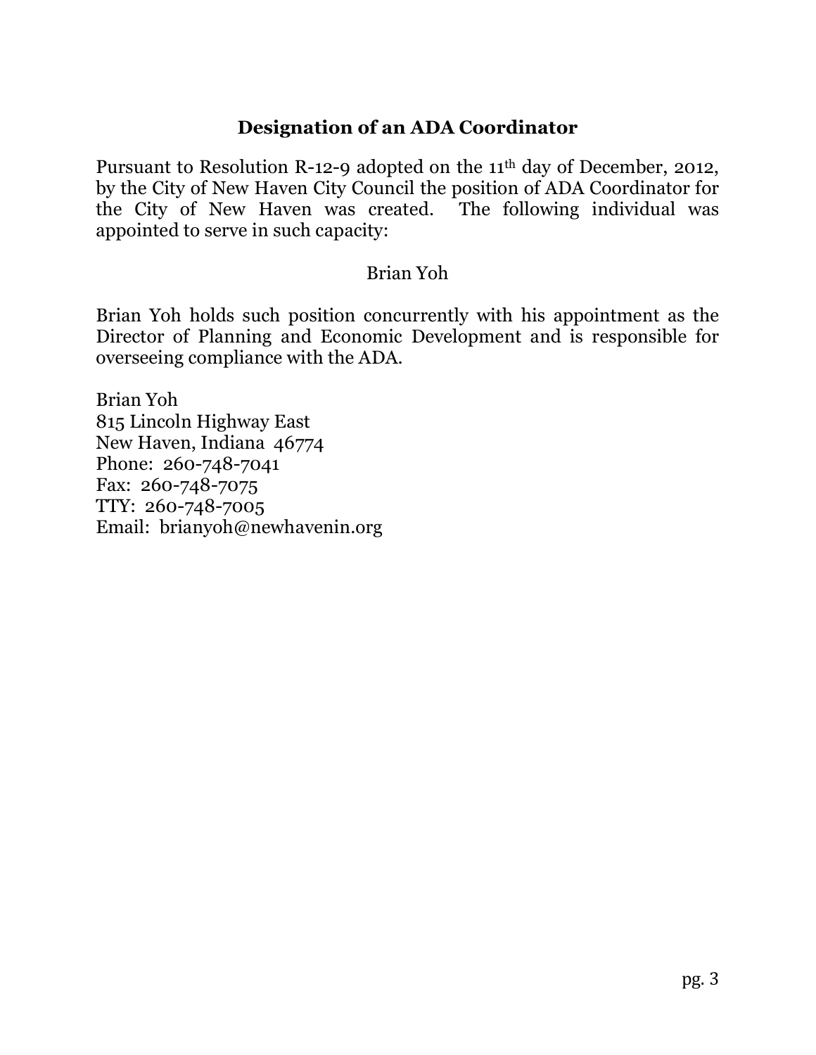## Designation of an ADA Coordinator

Pursuant to Resolution R-12-9 adopted on the 11th day of December, 2012, by the City of New Haven City Council the position of ADA Coordinator for the City of New Haven was created. The following individual was appointed to serve in such capacity:

Brian Yoh

Brian Yoh holds such position concurrently with his appointment as the Director of Planning and Economic Development and is responsible for overseeing compliance with the ADA.

Brian Yoh
815 Lincoln Highway East
New Haven, Indiana 46774
Phone: 260-748-7041
Fax: 260-748-7075
TTY: 260-748-7005
Email: brianyoh@newhavenin.org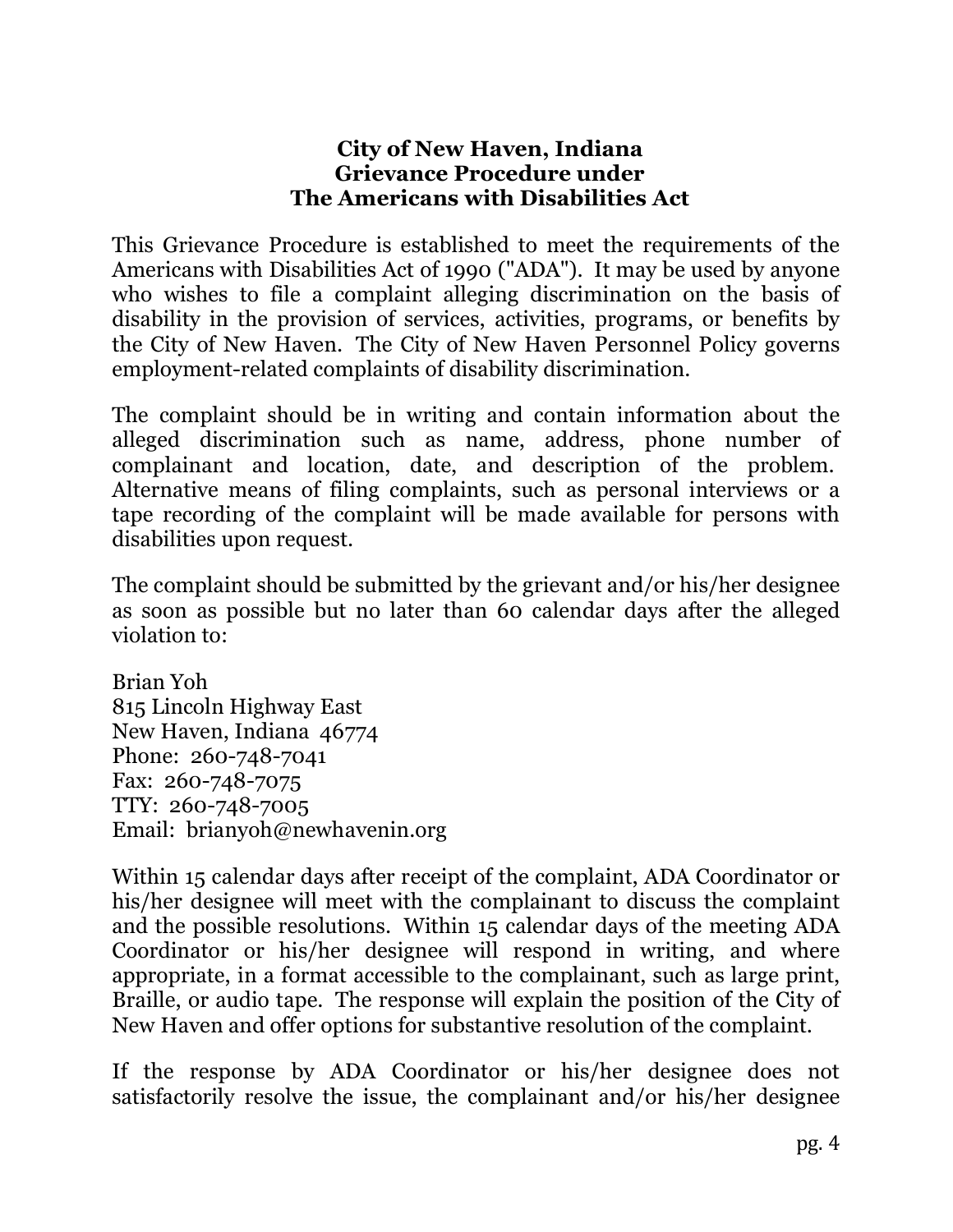**City of New Haven, Indiana**
**Grievance Procedure under**
**The Americans with Disabilities Act**

This Grievance Procedure is established to meet the requirements of the Americans with Disabilities Act of 1990 ("ADA"). It may be used by anyone who wishes to file a complaint alleging discrimination on the basis of disability in the provision of services, activities, programs, or benefits by the City of New Haven. The City of New Haven Personnel Policy governs employment-related complaints of disability discrimination.

The complaint should be in writing and contain information about the alleged discrimination such as name, address, phone number of complainant and location, date, and description of the problem. Alternative means of filing complaints, such as personal interviews or a tape recording of the complaint will be made available for persons with disabilities upon request.

The complaint should be submitted by the grievant and/or his/her designee as soon as possible but no later than 60 calendar days after the alleged violation to:

Brian Yoh
815 Lincoln Highway East
New Haven, Indiana 46774
Phone: 260-748-7041
Fax: 260-748-7075
TTY: 260-748-7005
Email: brianyoh@newhavenin.org

Within 15 calendar days after receipt of the complaint, ADA Coordinator or his/her designee will meet with the complainant to discuss the complaint and the possible resolutions. Within 15 calendar days of the meeting ADA Coordinator or his/her designee will respond in writing, and where appropriate, in a format accessible to the complainant, such as large print, Braille, or audio tape. The response will explain the position of the City of New Haven and offer options for substantive resolution of the complaint.

If the response by ADA Coordinator or his/her designee does not satisfactorily resolve the issue, the complainant and/or his/her designee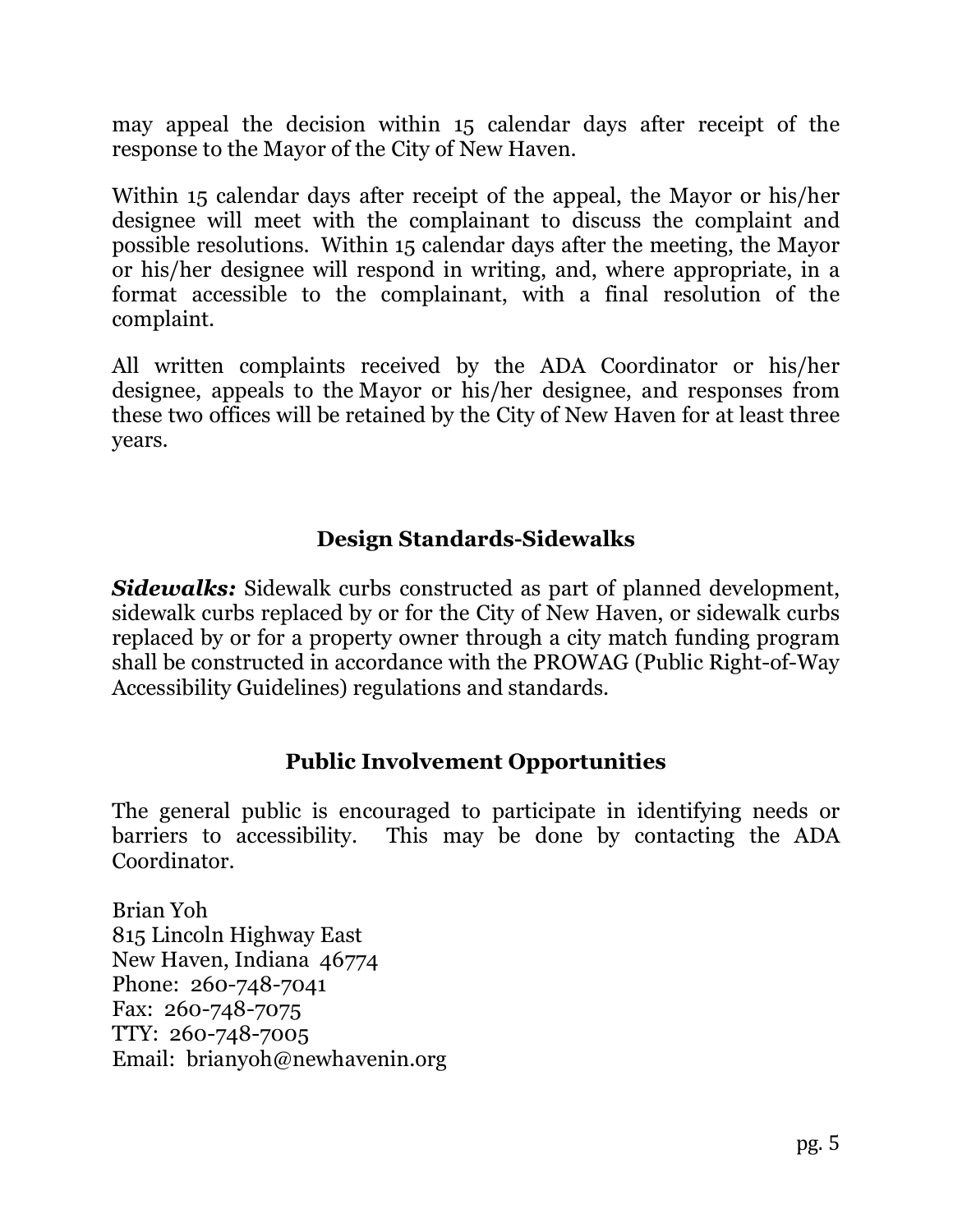may appeal the decision within 15 calendar days after receipt of the response to the Mayor of the City of New Haven.

Within 15 calendar days after receipt of the appeal, the Mayor or his/her designee will meet with the complainant to discuss the complaint and possible resolutions. Within 15 calendar days after the meeting, the Mayor or his/her designee will respond in writing, and, where appropriate, in a format accessible to the complainant, with a final resolution of the complaint.

All written complaints received by the ADA Coordinator or his/her designee, appeals to the Mayor or his/her designee, and responses from these two offices will be retained by the City of New Haven for at least three years.

## Design Standards-Sidewalks

***Sidewalks:*** Sidewalk curbs constructed as part of planned development, sidewalk curbs replaced by or for the City of New Haven, or sidewalk curbs replaced by or for a property owner through a city match funding program shall be constructed in accordance with the PROWAG (Public Right-of-Way Accessibility Guidelines) regulations and standards.

## Public Involvement Opportunities

The general public is encouraged to participate in identifying needs or barriers to accessibility. This may be done by contacting the ADA Coordinator.

Brian Yoh
815 Lincoln Highway East
New Haven, Indiana 46774
Phone: 260-748-7041
Fax: 260-748-7075
TTY: 260-748-7005
Email: brianyoh@newhavenin.org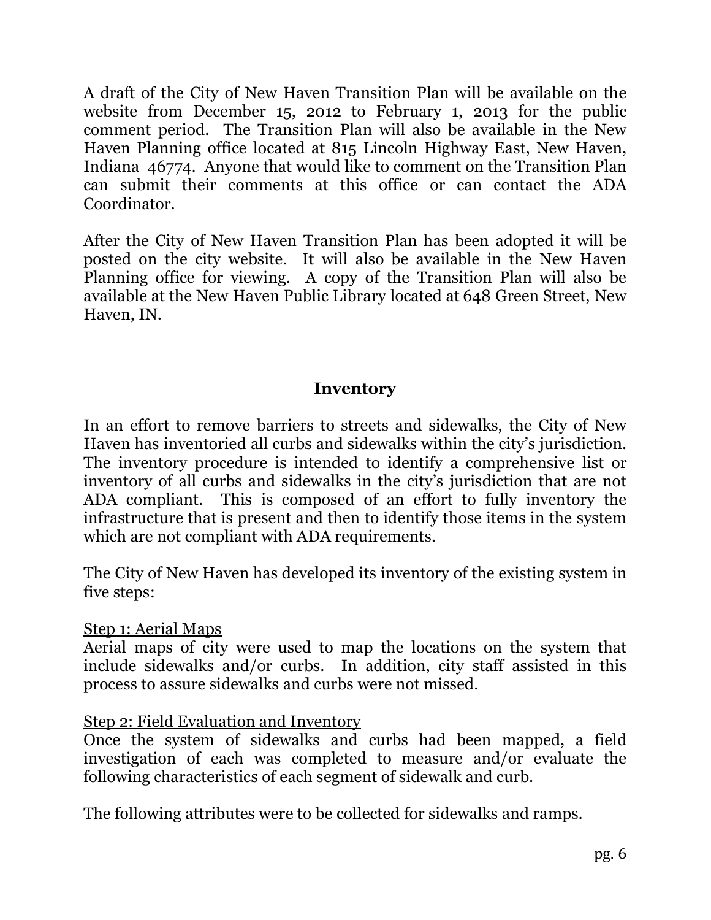A draft of the City of New Haven Transition Plan will be available on the website from December 15, 2012 to February 1, 2013 for the public comment period. The Transition Plan will also be available in the New Haven Planning office located at 815 Lincoln Highway East, New Haven, Indiana 46774. Anyone that would like to comment on the Transition Plan can submit their comments at this office or can contact the ADA Coordinator.

After the City of New Haven Transition Plan has been adopted it will be posted on the city website. It will also be available in the New Haven Planning office for viewing. A copy of the Transition Plan will also be available at the New Haven Public Library located at 648 Green Street, New Haven, IN.

## Inventory

In an effort to remove barriers to streets and sidewalks, the City of New Haven has inventoried all curbs and sidewalks within the city's jurisdiction. The inventory procedure is intended to identify a comprehensive list or inventory of all curbs and sidewalks in the city's jurisdiction that are not ADA compliant. This is composed of an effort to fully inventory the infrastructure that is present and then to identify those items in the system which are not compliant with ADA requirements.

The City of New Haven has developed its inventory of the existing system in five steps:

<u>Step 1: Aerial Maps</u>
Aerial maps of city were used to map the locations on the system that include sidewalks and/or curbs. In addition, city staff assisted in this process to assure sidewalks and curbs were not missed.

<u>Step 2: Field Evaluation and Inventory</u>
Once the system of sidewalks and curbs had been mapped, a field investigation of each was completed to measure and/or evaluate the following characteristics of each segment of sidewalk and curb.

The following attributes were to be collected for sidewalks and ramps.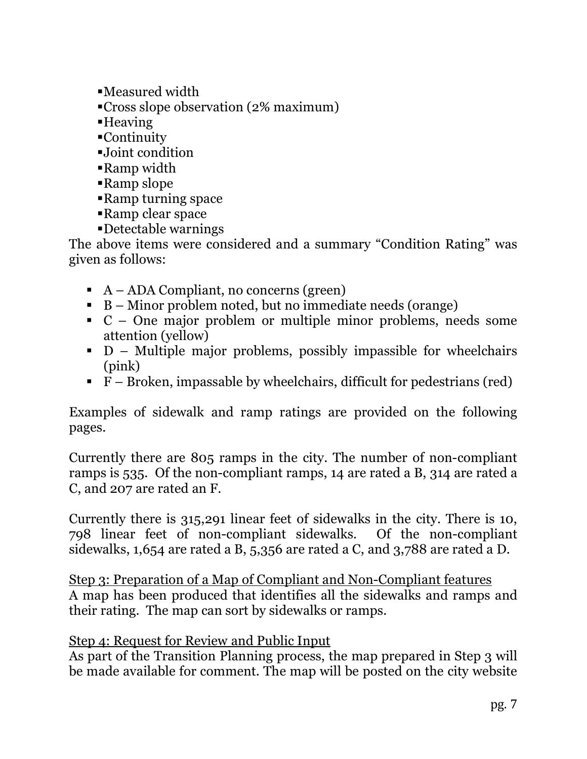- Measured width
- Cross slope observation (2% maximum)
- Heaving
- Continuity
- Joint condition
- Ramp width
- Ramp slope
- Ramp turning space
- Ramp clear space
- Detectable warnings

The above items were considered and a summary "Condition Rating" was given as follows:

- A – ADA Compliant, no concerns (green)
- B – Minor problem noted, but no immediate needs (orange)
- C – One major problem or multiple minor problems, needs some attention (yellow)
- D – Multiple major problems, possibly impassible for wheelchairs (pink)
- F – Broken, impassable by wheelchairs, difficult for pedestrians (red)

Examples of sidewalk and ramp ratings are provided on the following pages.

Currently there are 805 ramps in the city. The number of non-compliant ramps is 535. Of the non-compliant ramps, 14 are rated a B, 314 are rated a C, and 207 are rated an F.

Currently there is 315,291 linear feet of sidewalks in the city. There is 10, 798 linear feet of non-compliant sidewalks. Of the non-compliant sidewalks, 1,654 are rated a B, 5,356 are rated a C, and 3,788 are rated a D.

<u>Step 3: Preparation of a Map of Compliant and Non-Compliant features</u>
A map has been produced that identifies all the sidewalks and ramps and their rating. The map can sort by sidewalks or ramps.

<u>Step 4: Request for Review and Public Input</u>
As part of the Transition Planning process, the map prepared in Step 3 will be made available for comment. The map will be posted on the city website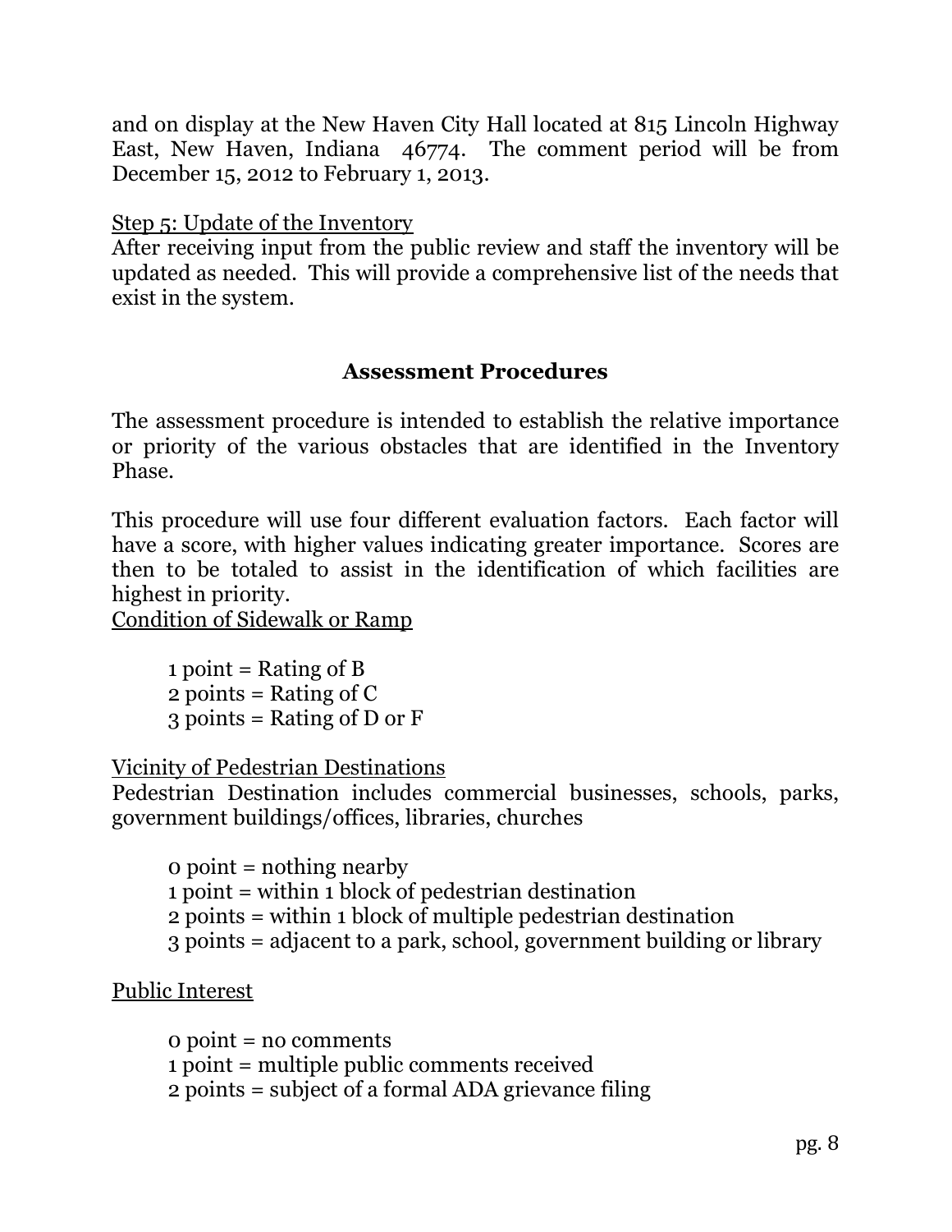and on display at the New Haven City Hall located at 815 Lincoln Highway East, New Haven, Indiana 46774. The comment period will be from December 15, 2012 to February 1, 2013.

Step 5: Update of the Inventory

After receiving input from the public review and staff the inventory will be updated as needed. This will provide a comprehensive list of the needs that exist in the system.

## Assessment Procedures

The assessment procedure is intended to establish the relative importance or priority of the various obstacles that are identified in the Inventory Phase.

This procedure will use four different evaluation factors. Each factor will have a score, with higher values indicating greater importance. Scores are then to be totaled to assist in the identification of which facilities are highest in priority.

Condition of Sidewalk or Ramp

1 point = Rating of B
2 points = Rating of C
3 points = Rating of D or F

Vicinity of Pedestrian Destinations

Pedestrian Destination includes commercial businesses, schools, parks, government buildings/offices, libraries, churches

0 point = nothing nearby
1 point = within 1 block of pedestrian destination
2 points = within 1 block of multiple pedestrian destination
3 points = adjacent to a park, school, government building or library

Public Interest

0 point = no comments
1 point = multiple public comments received
2 points = subject of a formal ADA grievance filing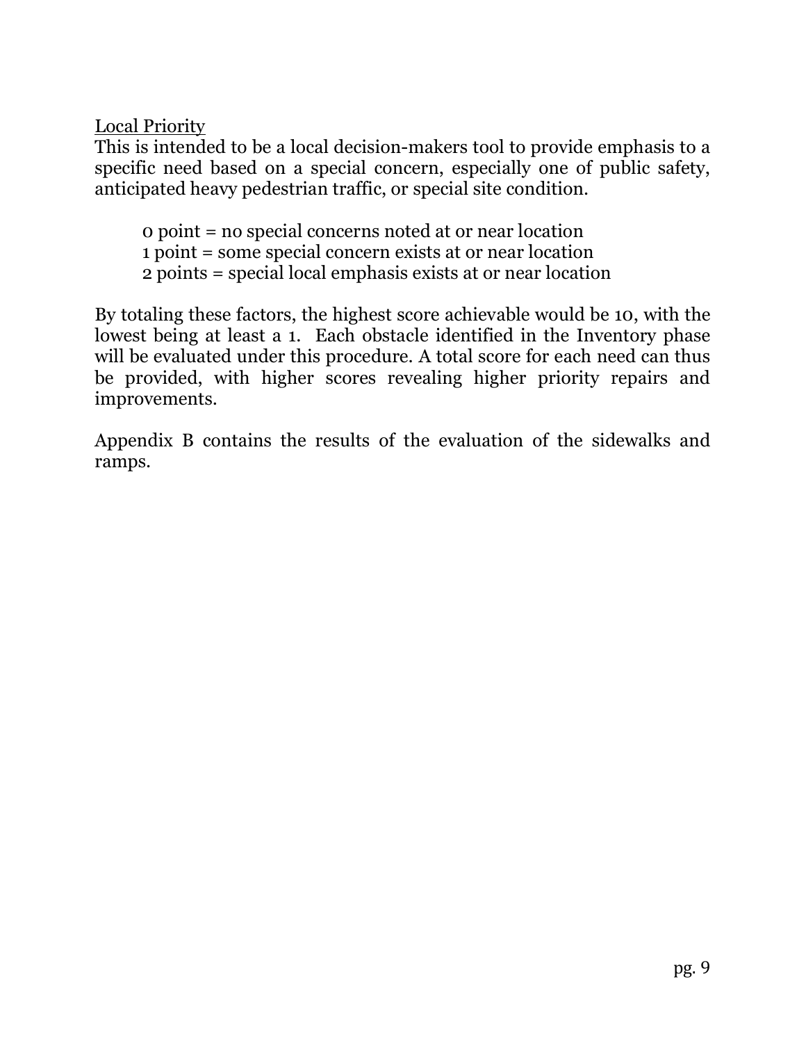<u>Local Priority</u>

This is intended to be a local decision-makers tool to provide emphasis to a specific need based on a special concern, especially one of public safety, anticipated heavy pedestrian traffic, or special site condition.

0 point = no special concerns noted at or near location
1 point = some special concern exists at or near location
2 points = special local emphasis exists at or near location

By totaling these factors, the highest score achievable would be 10, with the lowest being at least a 1. Each obstacle identified in the Inventory phase will be evaluated under this procedure. A total score for each need can thus be provided, with higher scores revealing higher priority repairs and improvements.

Appendix B contains the results of the evaluation of the sidewalks and ramps.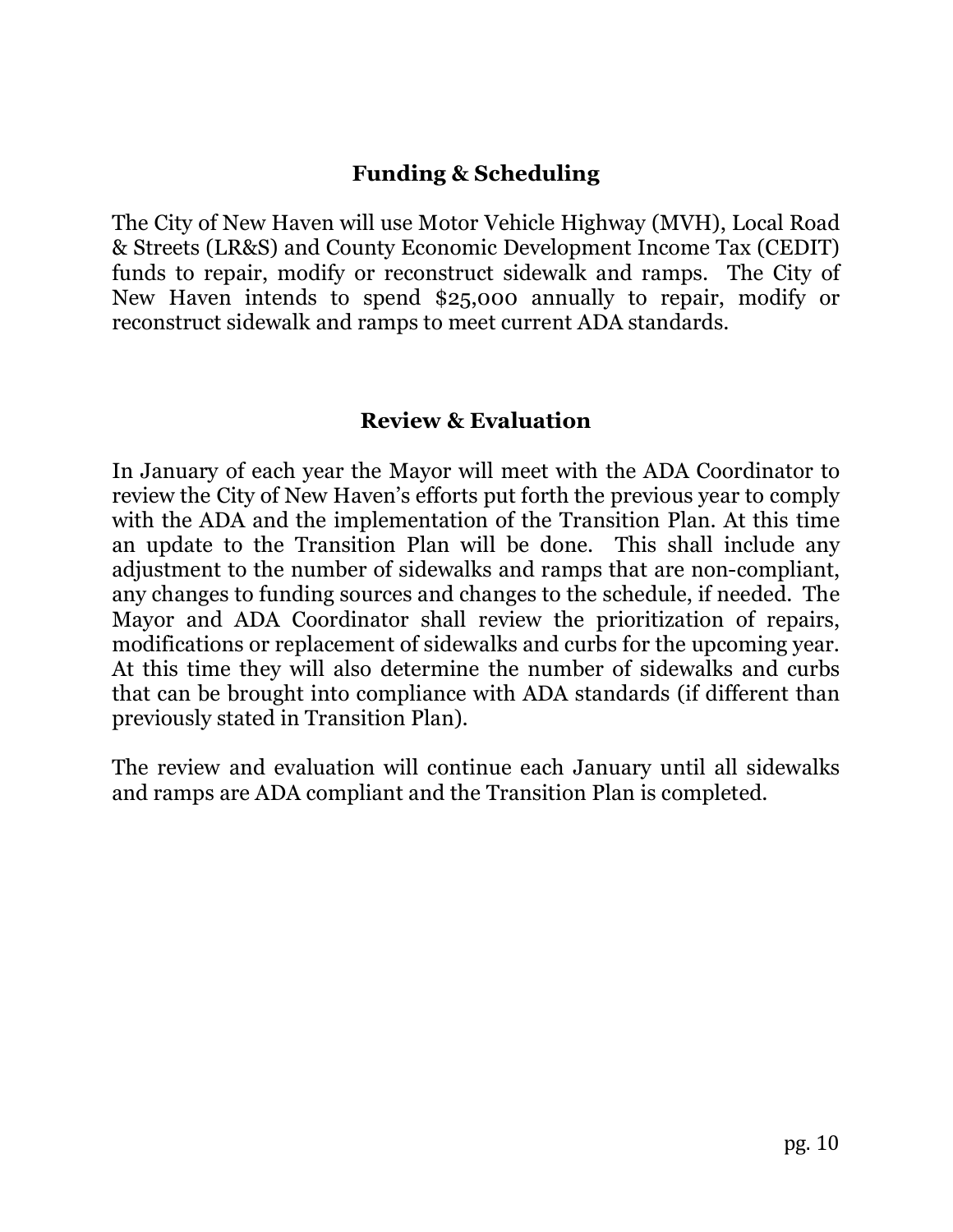## Funding & Scheduling

The City of New Haven will use Motor Vehicle Highway (MVH), Local Road & Streets (LR&S) and County Economic Development Income Tax (CEDIT) funds to repair, modify or reconstruct sidewalk and ramps. The City of New Haven intends to spend $25,000 annually to repair, modify or reconstruct sidewalk and ramps to meet current ADA standards.

## Review & Evaluation

In January of each year the Mayor will meet with the ADA Coordinator to review the City of New Haven's efforts put forth the previous year to comply with the ADA and the implementation of the Transition Plan. At this time an update to the Transition Plan will be done. This shall include any adjustment to the number of sidewalks and ramps that are non-compliant, any changes to funding sources and changes to the schedule, if needed. The Mayor and ADA Coordinator shall review the prioritization of repairs, modifications or replacement of sidewalks and curbs for the upcoming year. At this time they will also determine the number of sidewalks and curbs that can be brought into compliance with ADA standards (if different than previously stated in Transition Plan).

The review and evaluation will continue each January until all sidewalks and ramps are ADA compliant and the Transition Plan is completed.